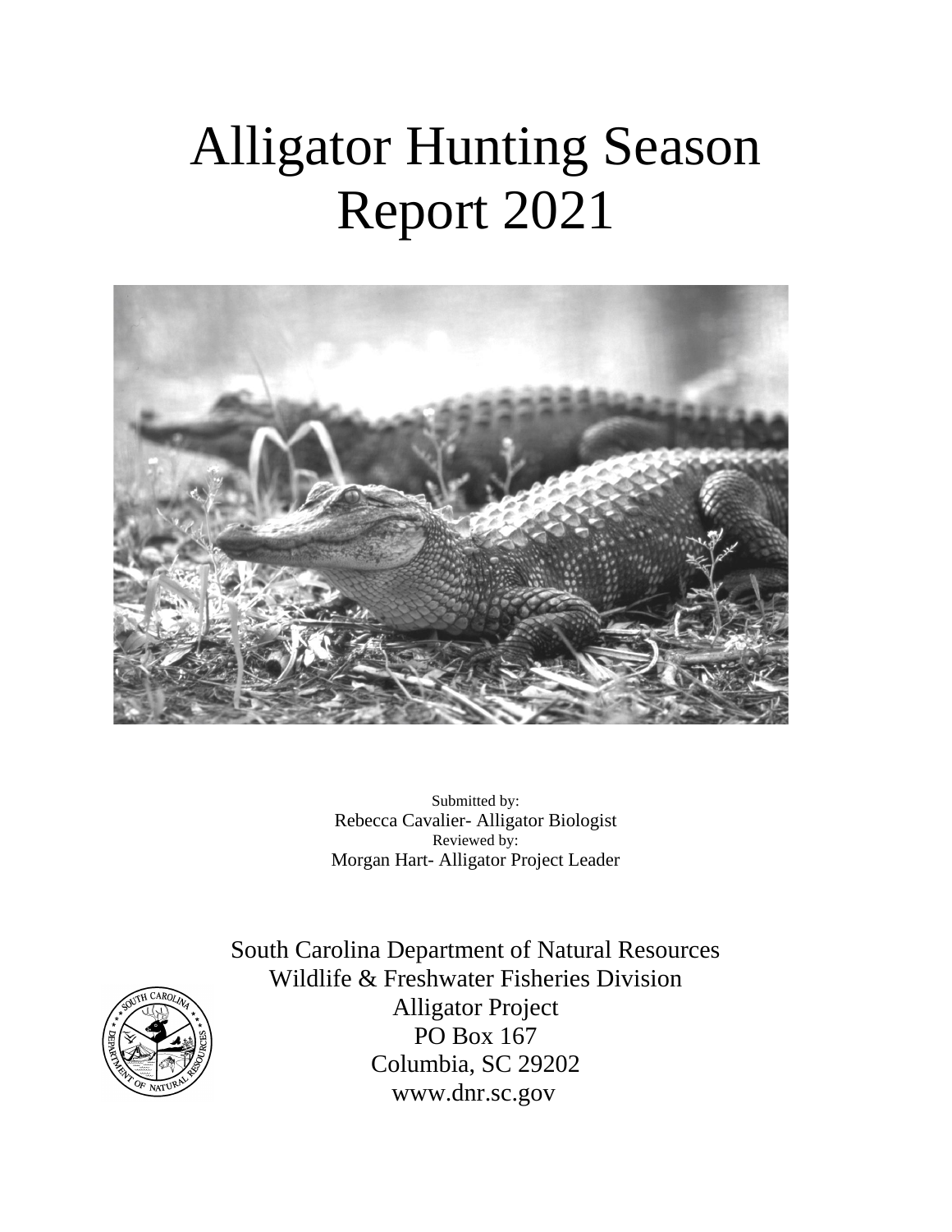# Alligator Hunting Season Report 2021

Submitted by:
Rebecca Cavalier- Alligator Biologist
Reviewed by:
Morgan Hart- Alligator Project Leader

South Carolina Department of Natural Resources
Wildlife & Freshwater Fisheries Division
Alligator Project
PO Box 167
Columbia, SC 29202
www.dnr.sc.gov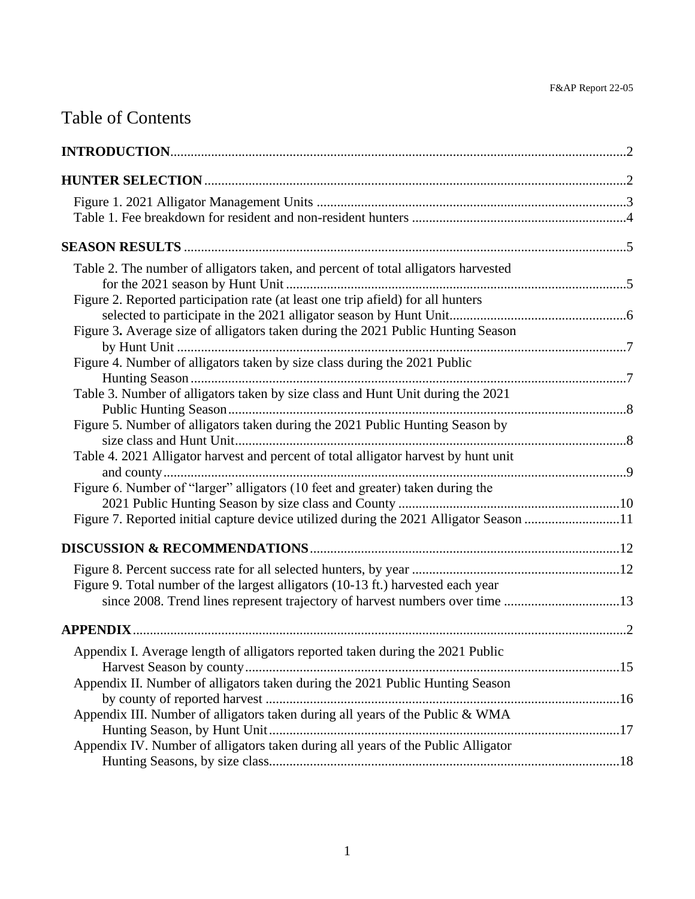# Table of Contents

**INTRODUCTION**......2

**HUNTER SELECTION**......2

Figure 1. 2021 Alligator Management Units......3
Table 1. Fee breakdown for resident and non-resident hunters......4

**SEASON RESULTS**......5

Table 2. The number of alligators taken, and percent of total alligators harvested for the 2021 season by Hunt Unit......5
Figure 2. Reported participation rate (at least one trip afield) for all hunters selected to participate in the 2021 alligator season by Hunt Unit......6
Figure 3**.** Average size of alligators taken during the 2021 Public Hunting Season by Hunt Unit......7
Figure 4. Number of alligators taken by size class during the 2021 Public Hunting Season......7
Table 3. Number of alligators taken by size class and Hunt Unit during the 2021 Public Hunting Season......8
Figure 5. Number of alligators taken during the 2021 Public Hunting Season by size class and Hunt Unit......8
Table 4. 2021 Alligator harvest and percent of total alligator harvest by hunt unit and county......9
Figure 6. Number of "larger" alligators (10 feet and greater) taken during the 2021 Public Hunting Season by size class and County......10
Figure 7. Reported initial capture device utilized during the 2021 Alligator Season......11

**DISCUSSION & RECOMMENDATIONS**......12

Figure 8. Percent success rate for all selected hunters, by year......12
Figure 9. Total number of the largest alligators (10-13 ft.) harvested each year since 2008. Trend lines represent trajectory of harvest numbers over time......13

**APPENDIX**......2

Appendix I. Average length of alligators reported taken during the 2021 Public Harvest Season by county......15
Appendix II. Number of alligators taken during the 2021 Public Hunting Season by county of reported harvest......16
Appendix III. Number of alligators taken during all years of the Public & WMA Hunting Season, by Hunt Unit......17
Appendix IV. Number of alligators taken during all years of the Public Alligator Hunting Seasons, by size class......18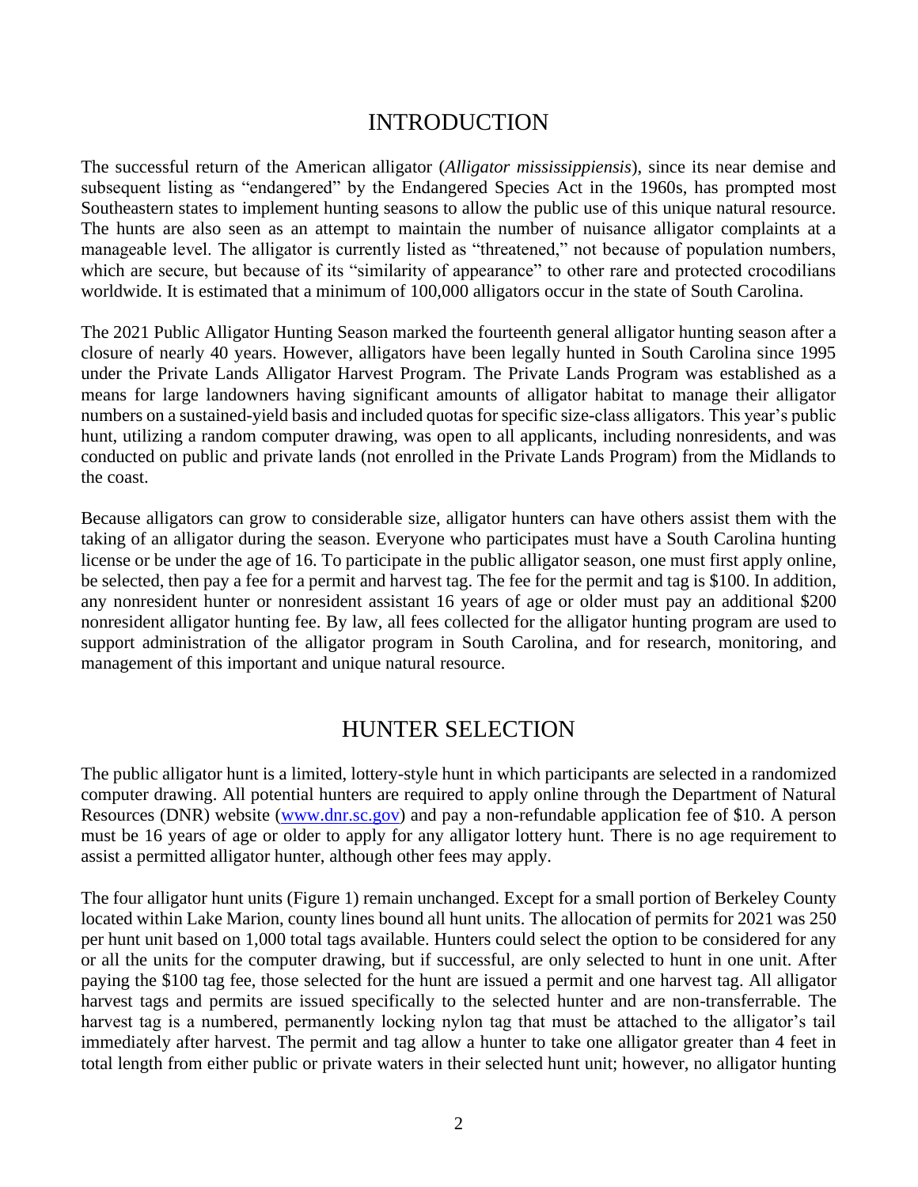## INTRODUCTION

The successful return of the American alligator (*Alligator mississippiensis*), since its near demise and subsequent listing as "endangered" by the Endangered Species Act in the 1960s, has prompted most Southeastern states to implement hunting seasons to allow the public use of this unique natural resource. The hunts are also seen as an attempt to maintain the number of nuisance alligator complaints at a manageable level. The alligator is currently listed as "threatened," not because of population numbers, which are secure, but because of its "similarity of appearance" to other rare and protected crocodilians worldwide. It is estimated that a minimum of 100,000 alligators occur in the state of South Carolina.

The 2021 Public Alligator Hunting Season marked the fourteenth general alligator hunting season after a closure of nearly 40 years. However, alligators have been legally hunted in South Carolina since 1995 under the Private Lands Alligator Harvest Program. The Private Lands Program was established as a means for large landowners having significant amounts of alligator habitat to manage their alligator numbers on a sustained-yield basis and included quotas for specific size-class alligators. This year's public hunt, utilizing a random computer drawing, was open to all applicants, including nonresidents, and was conducted on public and private lands (not enrolled in the Private Lands Program) from the Midlands to the coast.

Because alligators can grow to considerable size, alligator hunters can have others assist them with the taking of an alligator during the season. Everyone who participates must have a South Carolina hunting license or be under the age of 16. To participate in the public alligator season, one must first apply online, be selected, then pay a fee for a permit and harvest tag. The fee for the permit and tag is $100. In addition, any nonresident hunter or nonresident assistant 16 years of age or older must pay an additional $200 nonresident alligator hunting fee. By law, all fees collected for the alligator hunting program are used to support administration of the alligator program in South Carolina, and for research, monitoring, and management of this important and unique natural resource.

## HUNTER SELECTION

The public alligator hunt is a limited, lottery-style hunt in which participants are selected in a randomized computer drawing. All potential hunters are required to apply online through the Department of Natural Resources (DNR) website ([www.dnr.sc.gov](http://www.dnr.sc.gov)) and pay a non-refundable application fee of $10. A person must be 16 years of age or older to apply for any alligator lottery hunt. There is no age requirement to assist a permitted alligator hunter, although other fees may apply.

The four alligator hunt units (Figure 1) remain unchanged. Except for a small portion of Berkeley County located within Lake Marion, county lines bound all hunt units. The allocation of permits for 2021 was 250 per hunt unit based on 1,000 total tags available. Hunters could select the option to be considered for any or all the units for the computer drawing, but if successful, are only selected to hunt in one unit. After paying the $100 tag fee, those selected for the hunt are issued a permit and one harvest tag. All alligator harvest tags and permits are issued specifically to the selected hunter and are non-transferrable. The harvest tag is a numbered, permanently locking nylon tag that must be attached to the alligator's tail immediately after harvest. The permit and tag allow a hunter to take one alligator greater than 4 feet in total length from either public or private waters in their selected hunt unit; however, no alligator hunting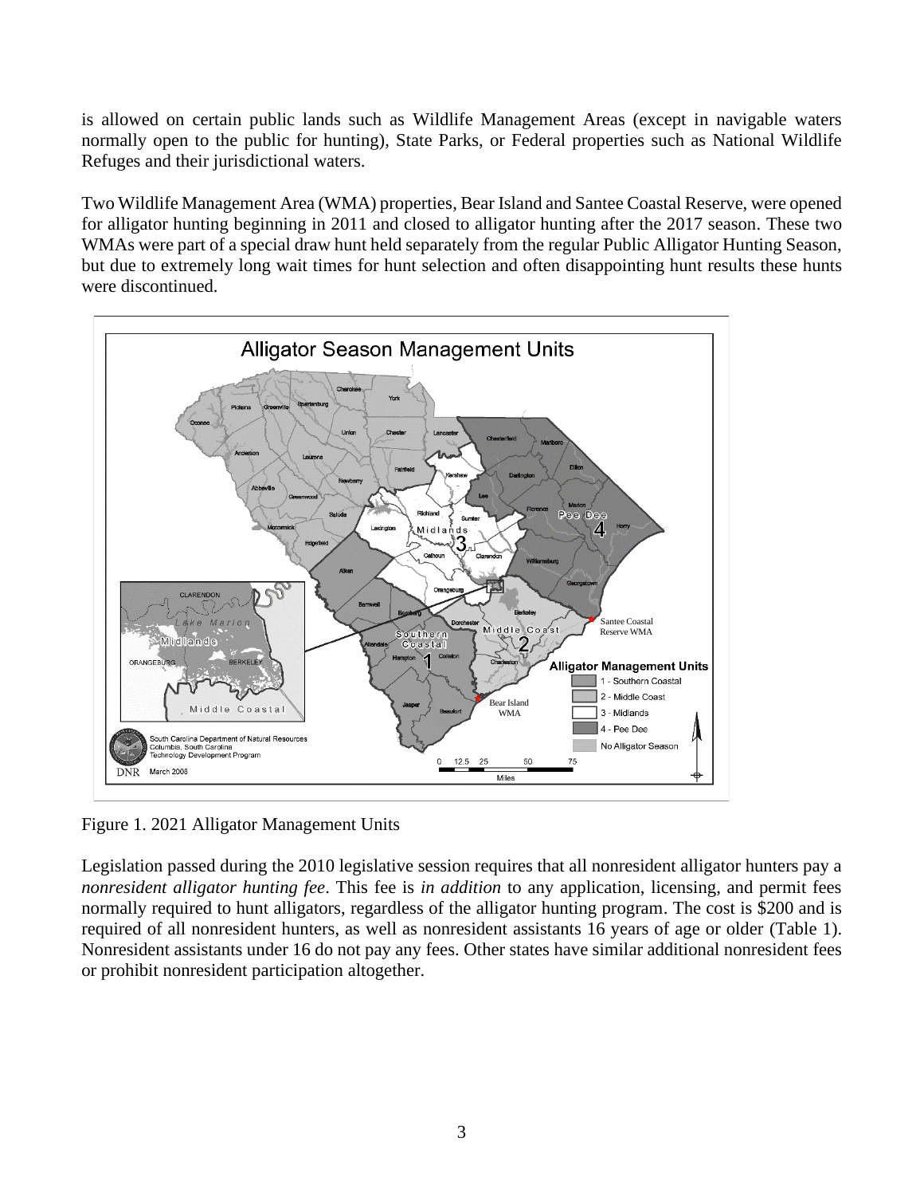is allowed on certain public lands such as Wildlife Management Areas (except in navigable waters normally open to the public for hunting), State Parks, or Federal properties such as National Wildlife Refuges and their jurisdictional waters.

Two Wildlife Management Area (WMA) properties, Bear Island and Santee Coastal Reserve, were opened for alligator hunting beginning in 2011 and closed to alligator hunting after the 2017 season. These two WMAs were part of a special draw hunt held separately from the regular Public Alligator Hunting Season, but due to extremely long wait times for hunt selection and often disappointing hunt results these hunts were discontinued.

Figure 1. 2021 Alligator Management Units

Legislation passed during the 2010 legislative session requires that all nonresident alligator hunters pay a *nonresident alligator hunting fee*. This fee is *in addition* to any application, licensing, and permit fees normally required to hunt alligators, regardless of the alligator hunting program. The cost is $200 and is required of all nonresident hunters, as well as nonresident assistants 16 years of age or older (Table 1). Nonresident assistants under 16 do not pay any fees. Other states have similar additional nonresident fees or prohibit nonresident participation altogether.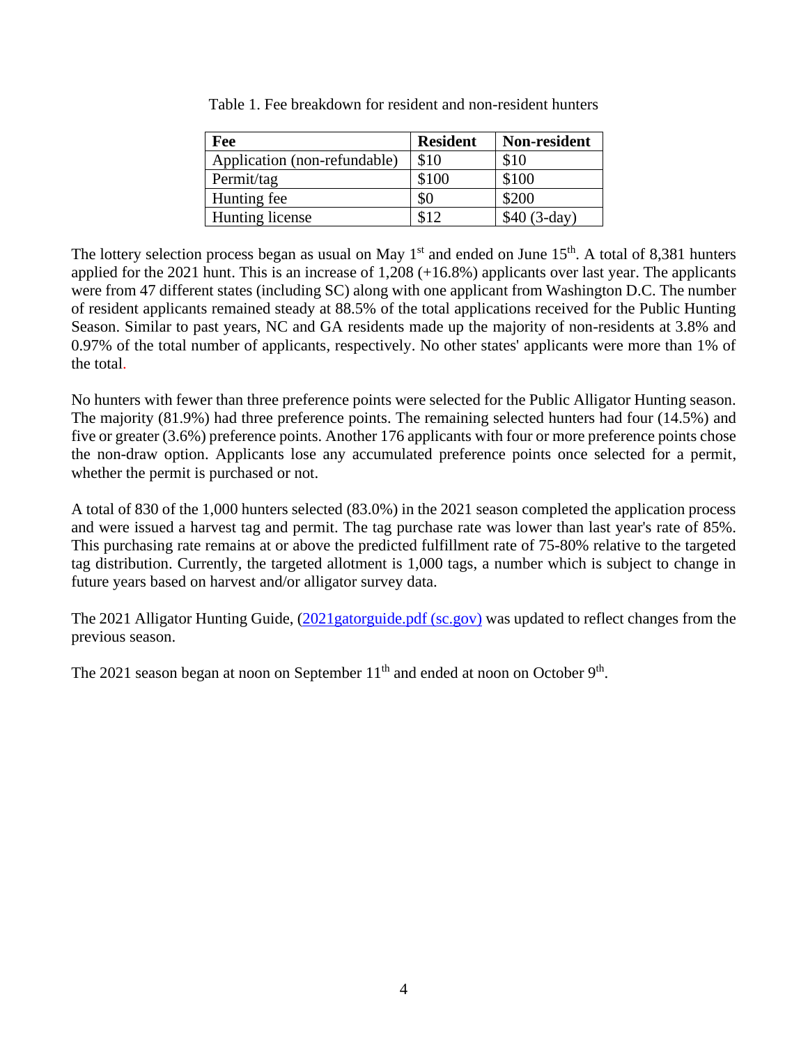Table 1. Fee breakdown for resident and non-resident hunters

| Fee | Resident | Non-resident |
| --- | --- | --- |
| Application (non-refundable) | $10 | $10 |
| Permit/tag | $100 | $100 |
| Hunting fee | $0 | $200 |
| Hunting license | $12 | $40 (3-day) |

The lottery selection process began as usual on May 1st and ended on June 15th. A total of 8,381 hunters applied for the 2021 hunt. This is an increase of 1,208 (+16.8%) applicants over last year. The applicants were from 47 different states (including SC) along with one applicant from Washington D.C. The number of resident applicants remained steady at 88.5% of the total applications received for the Public Hunting Season. Similar to past years, NC and GA residents made up the majority of non-residents at 3.8% and 0.97% of the total number of applicants, respectively. No other states' applicants were more than 1% of the total.

No hunters with fewer than three preference points were selected for the Public Alligator Hunting season. The majority (81.9%) had three preference points. The remaining selected hunters had four (14.5%) and five or greater (3.6%) preference points. Another 176 applicants with four or more preference points chose the non-draw option. Applicants lose any accumulated preference points once selected for a permit, whether the permit is purchased or not.

A total of 830 of the 1,000 hunters selected (83.0%) in the 2021 season completed the application process and were issued a harvest tag and permit. The tag purchase rate was lower than last year's rate of 85%. This purchasing rate remains at or above the predicted fulfillment rate of 75-80% relative to the targeted tag distribution. Currently, the targeted allotment is 1,000 tags, a number which is subject to change in future years based on harvest and/or alligator survey data.

The 2021 Alligator Hunting Guide, (2021gatorguide.pdf (sc.gov)) was updated to reflect changes from the previous season.

The 2021 season began at noon on September 11th and ended at noon on October 9th.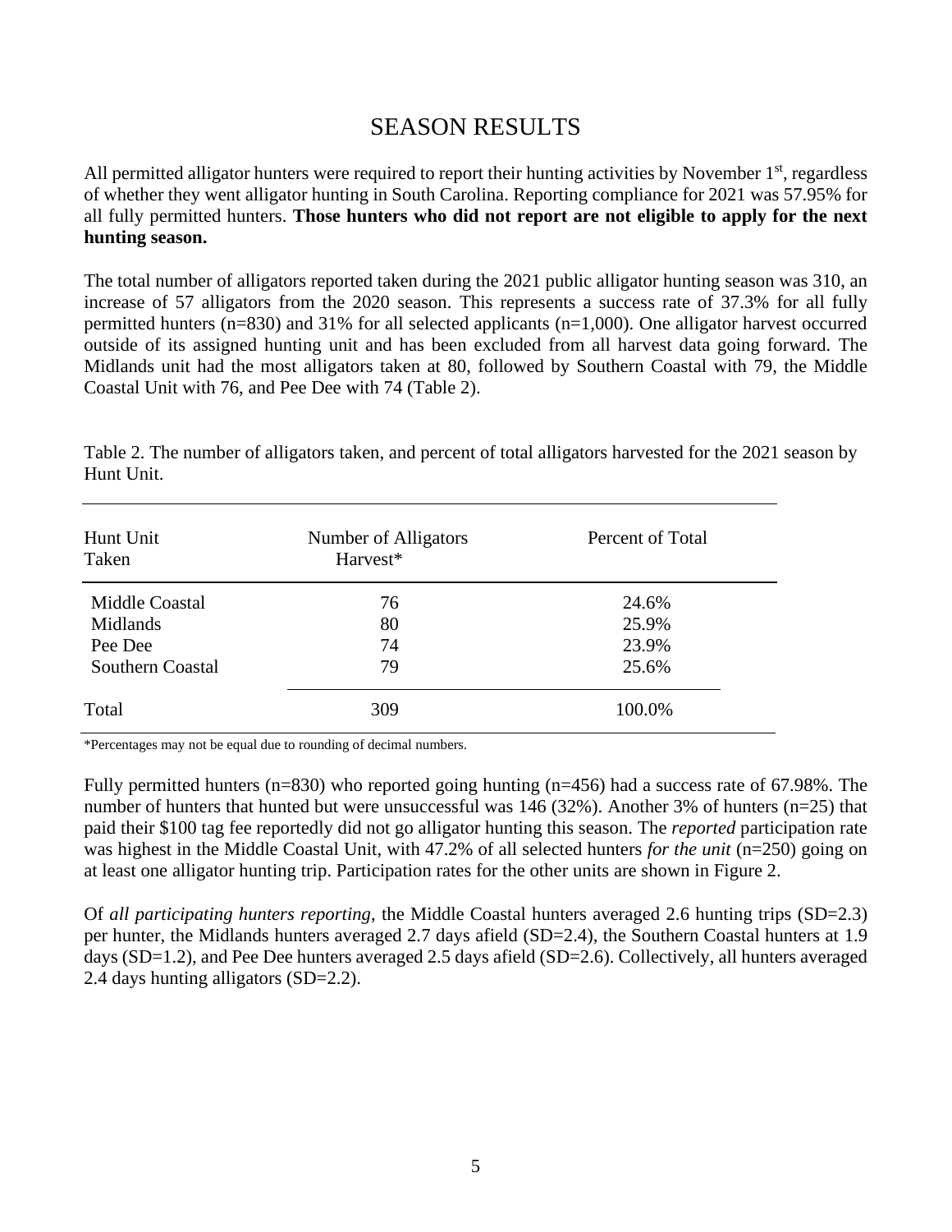# SEASON RESULTS

All permitted alligator hunters were required to report their hunting activities by November 1st, regardless of whether they went alligator hunting in South Carolina. Reporting compliance for 2021 was 57.95% for all fully permitted hunters. **Those hunters who did not report are not eligible to apply for the next hunting season.**

The total number of alligators reported taken during the 2021 public alligator hunting season was 310, an increase of 57 alligators from the 2020 season. This represents a success rate of 37.3% for all fully permitted hunters (n=830) and 31% for all selected applicants (n=1,000). One alligator harvest occurred outside of its assigned hunting unit and has been excluded from all harvest data going forward. The Midlands unit had the most alligators taken at 80, followed by Southern Coastal with 79, the Middle Coastal Unit with 76, and Pee Dee with 74 (Table 2).

Table 2. The number of alligators taken, and percent of total alligators harvested for the 2021 season by Hunt Unit.

| Hunt Unit Taken | Number of Alligators Harvest* | Percent of Total |
|---|---|---|
| Middle Coastal | 76 | 24.6% |
| Midlands | 80 | 25.9% |
| Pee Dee | 74 | 23.9% |
| Southern Coastal | 79 | 25.6% |
| Total | 309 | 100.0% |

*Percentages may not be equal due to rounding of decimal numbers.

Fully permitted hunters (n=830) who reported going hunting (n=456) had a success rate of 67.98%. The number of hunters that hunted but were unsuccessful was 146 (32%). Another 3% of hunters (n=25) that paid their $100 tag fee reportedly did not go alligator hunting this season. The *reported* participation rate was highest in the Middle Coastal Unit, with 47.2% of all selected hunters *for the unit* (n=250) going on at least one alligator hunting trip. Participation rates for the other units are shown in Figure 2.

Of *all participating hunters reporting*, the Middle Coastal hunters averaged 2.6 hunting trips (SD=2.3) per hunter, the Midlands hunters averaged 2.7 days afield (SD=2.4), the Southern Coastal hunters at 1.9 days (SD=1.2), and Pee Dee hunters averaged 2.5 days afield (SD=2.6). Collectively, all hunters averaged 2.4 days hunting alligators (SD=2.2).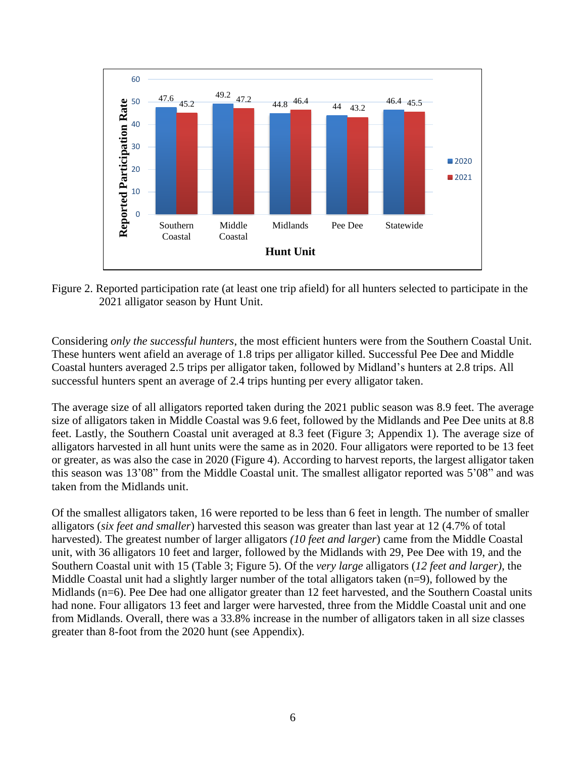Figure 2. Reported participation rate (at least one trip afield) for all hunters selected to participate in the 2021 alligator season by Hunt Unit.

Considering *only the successful hunters*, the most efficient hunters were from the Southern Coastal Unit. These hunters went afield an average of 1.8 trips per alligator killed. Successful Pee Dee and Middle Coastal hunters averaged 2.5 trips per alligator taken, followed by Midland's hunters at 2.8 trips. All successful hunters spent an average of 2.4 trips hunting per every alligator taken.

The average size of all alligators reported taken during the 2021 public season was 8.9 feet. The average size of alligators taken in Middle Coastal was 9.6 feet, followed by the Midlands and Pee Dee units at 8.8 feet. Lastly, the Southern Coastal unit averaged at 8.3 feet (Figure 3; Appendix 1). The average size of alligators harvested in all hunt units were the same as in 2020. Four alligators were reported to be 13 feet or greater, as was also the case in 2020 (Figure 4). According to harvest reports, the largest alligator taken this season was 13'08" from the Middle Coastal unit. The smallest alligator reported was 5'08" and was taken from the Midlands unit.

Of the smallest alligators taken, 16 were reported to be less than 6 feet in length. The number of smaller alligators (*six feet and smaller*) harvested this season was greater than last year at 12 (4.7% of total harvested). The greatest number of larger alligators *(10 feet and larger*) came from the Middle Coastal unit, with 36 alligators 10 feet and larger, followed by the Midlands with 29, Pee Dee with 19, and the Southern Coastal unit with 15 (Table 3; Figure 5). Of the *very large* alligators (*12 feet and larger)*, the Middle Coastal unit had a slightly larger number of the total alligators taken (n=9), followed by the Midlands (n=6). Pee Dee had one alligator greater than 12 feet harvested, and the Southern Coastal units had none. Four alligators 13 feet and larger were harvested, three from the Middle Coastal unit and one from Midlands. Overall, there was a 33.8% increase in the number of alligators taken in all size classes greater than 8-foot from the 2020 hunt (see Appendix).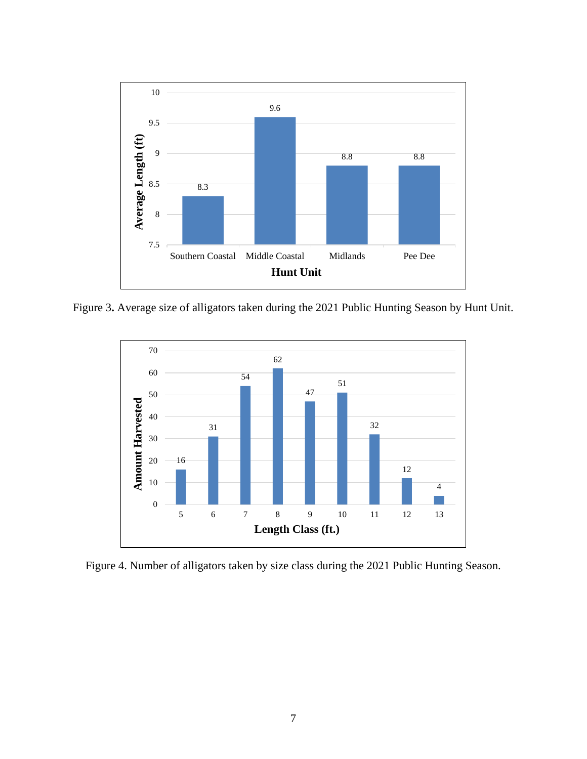Figure 3. Average size of alligators taken during the 2021 Public Hunting Season by Hunt Unit.

Figure 4. Number of alligators taken by size class during the 2021 Public Hunting Season.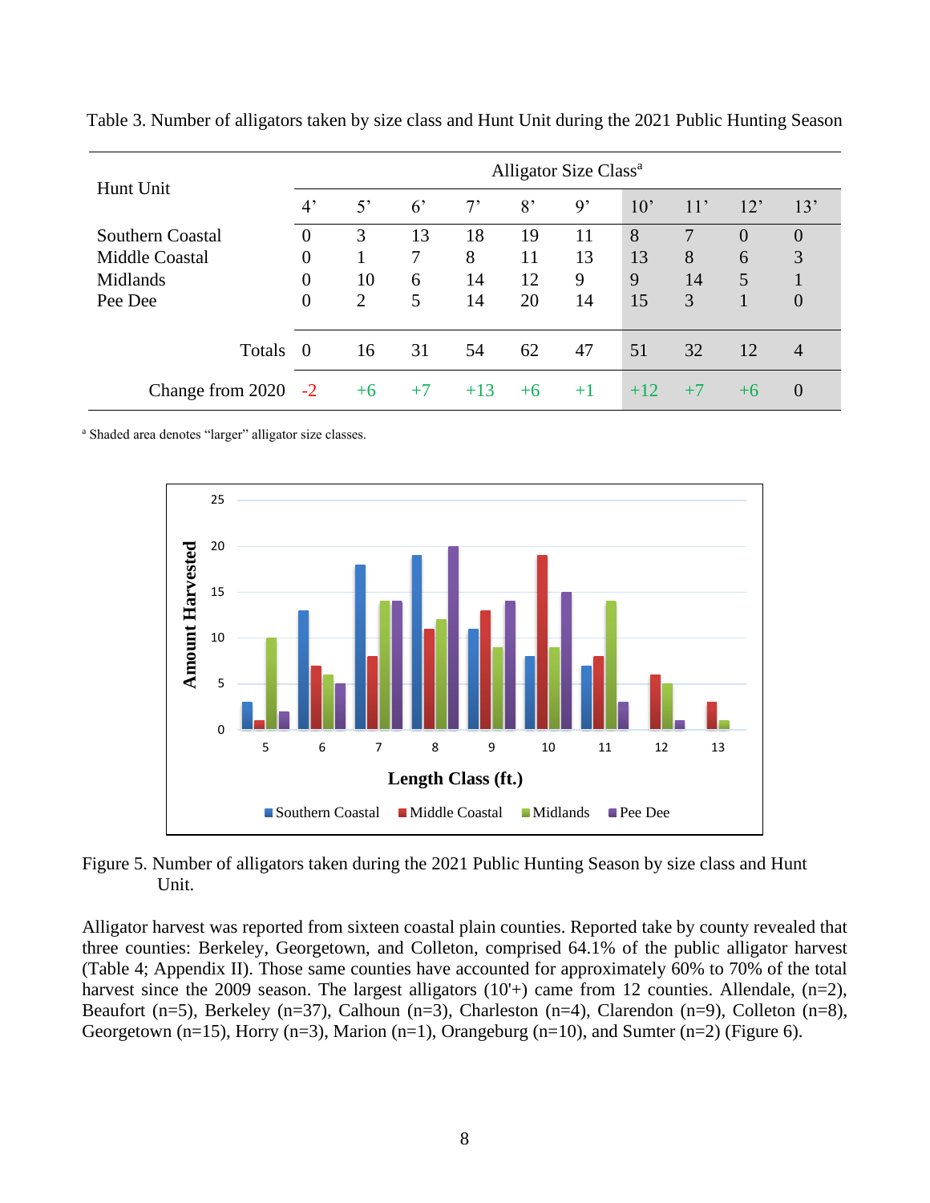Table 3. Number of alligators taken by size class and Hunt Unit during the 2021 Public Hunting Season

| Hunt Unit | Alligator Size Class[a] | | | | | | | | | |
|---|---|---|---|---|---|---|---|---|---|---|
| | 4' | 5' | 6' | 7' | 8' | 9' | 10' | 11' | 12' | 13' |
| Southern Coastal | 0 | 3 | 13 | 18 | 19 | 11 | 8 | 7 | 0 | 0 |
| Middle Coastal | 0 | 1 | 7 | 8 | 11 | 13 | 13 | 8 | 6 | 3 |
| Midlands | 0 | 10 | 6 | 14 | 12 | 9 | 9 | 14 | 5 | 1 |
| Pee Dee | 0 | 2 | 5 | 14 | 20 | 14 | 15 | 3 | 1 | 0 |
| Totals | 0 | 16 | 31 | 54 | 62 | 47 | 51 | 32 | 12 | 4 |
| Change from 2020 | -2 | +6 | +7 | +13 | +6 | +1 | +12 | +7 | +6 | 0 |

[a] Shaded area denotes "larger" alligator size classes.

Figure 5. Number of alligators taken during the 2021 Public Hunting Season by size class and Hunt Unit.

Alligator harvest was reported from sixteen coastal plain counties. Reported take by county revealed that three counties: Berkeley, Georgetown, and Colleton, comprised 64.1% of the public alligator harvest (Table 4; Appendix II). Those same counties have accounted for approximately 60% to 70% of the total harvest since the 2009 season. The largest alligators (10'+) came from 12 counties. Allendale, (n=2), Beaufort (n=5), Berkeley (n=37), Calhoun (n=3), Charleston (n=4), Clarendon (n=9), Colleton (n=8), Georgetown (n=15), Horry (n=3), Marion (n=1), Orangeburg (n=10), and Sumter (n=2) (Figure 6).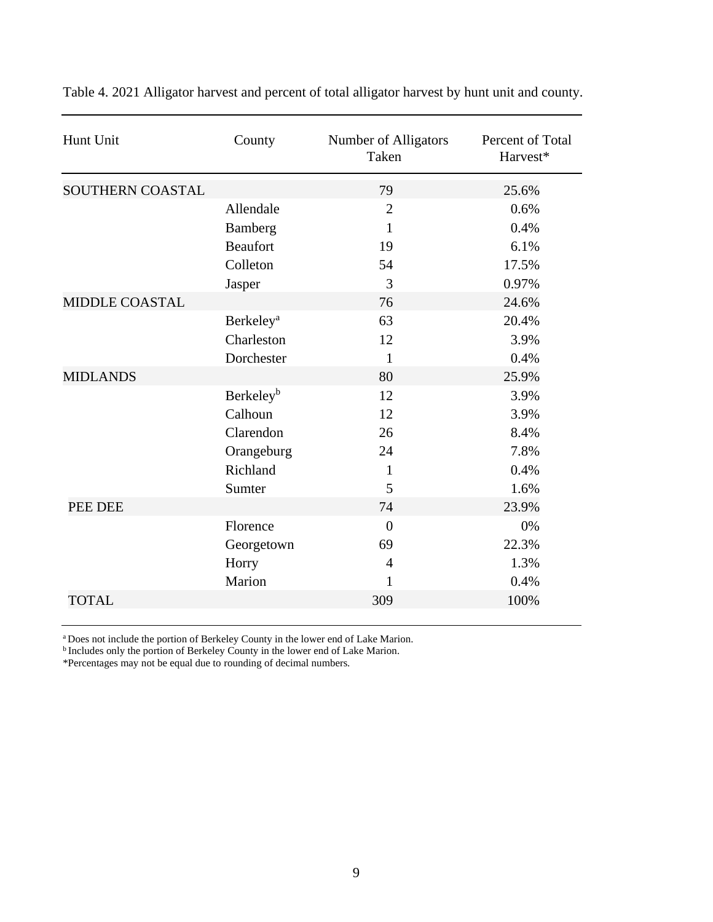Table 4. 2021 Alligator harvest and percent of total alligator harvest by hunt unit and county.

| Hunt Unit | County | Number of Alligators Taken | Percent of Total Harvest* |
|---|---|---|---|
| SOUTHERN COASTAL | | 79 | 25.6% |
| | Allendale | 2 | 0.6% |
| | Bamberg | 1 | 0.4% |
| | Beaufort | 19 | 6.1% |
| | Colleton | 54 | 17.5% |
| | Jasper | 3 | 0.97% |
| MIDDLE COASTAL | | 76 | 24.6% |
| | Berkeley[a] | 63 | 20.4% |
| | Charleston | 12 | 3.9% |
| | Dorchester | 1 | 0.4% |
| MIDLANDS | | 80 | 25.9% |
| | Berkeley[b] | 12 | 3.9% |
| | Calhoun | 12 | 3.9% |
| | Clarendon | 26 | 8.4% |
| | Orangeburg | 24 | 7.8% |
| | Richland | 1 | 0.4% |
| | Sumter | 5 | 1.6% |
| PEE DEE | | 74 | 23.9% |
| | Florence | 0 | 0% |
| | Georgetown | 69 | 22.3% |
| | Horry | 4 | 1.3% |
| | Marion | 1 | 0.4% |
| TOTAL | | 309 | 100% |

[a] Does not include the portion of Berkeley County in the lower end of Lake Marion.
[b] Includes only the portion of Berkeley County in the lower end of Lake Marion.
*Percentages may not be equal due to rounding of decimal numbers.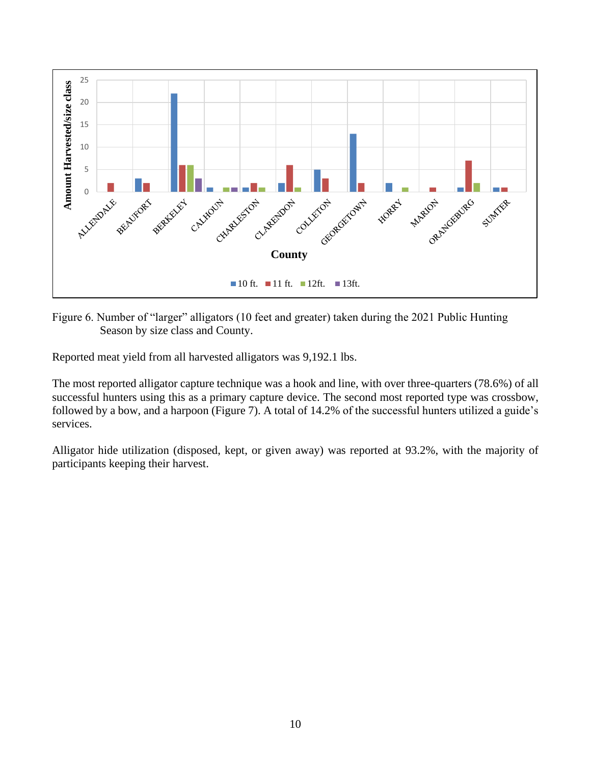Figure 6. Number of "larger" alligators (10 feet and greater) taken during the 2021 Public Hunting Season by size class and County.

Reported meat yield from all harvested alligators was 9,192.1 lbs.

The most reported alligator capture technique was a hook and line, with over three-quarters (78.6%) of all successful hunters using this as a primary capture device. The second most reported type was crossbow, followed by a bow, and a harpoon (Figure 7). A total of 14.2% of the successful hunters utilized a guide's services.

Alligator hide utilization (disposed, kept, or given away) was reported at 93.2%, with the majority of participants keeping their harvest.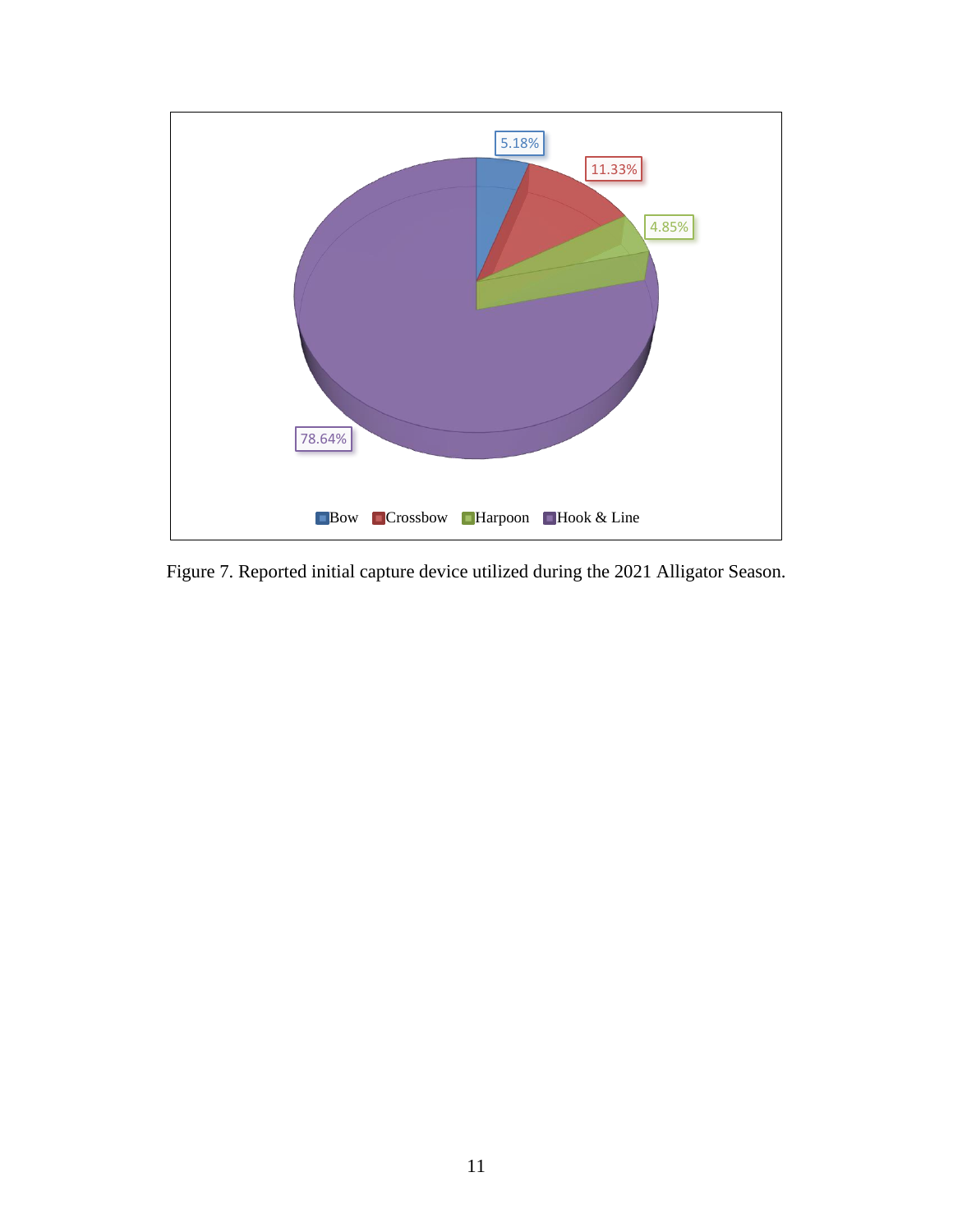Figure 7. Reported initial capture device utilized during the 2021 Alligator Season.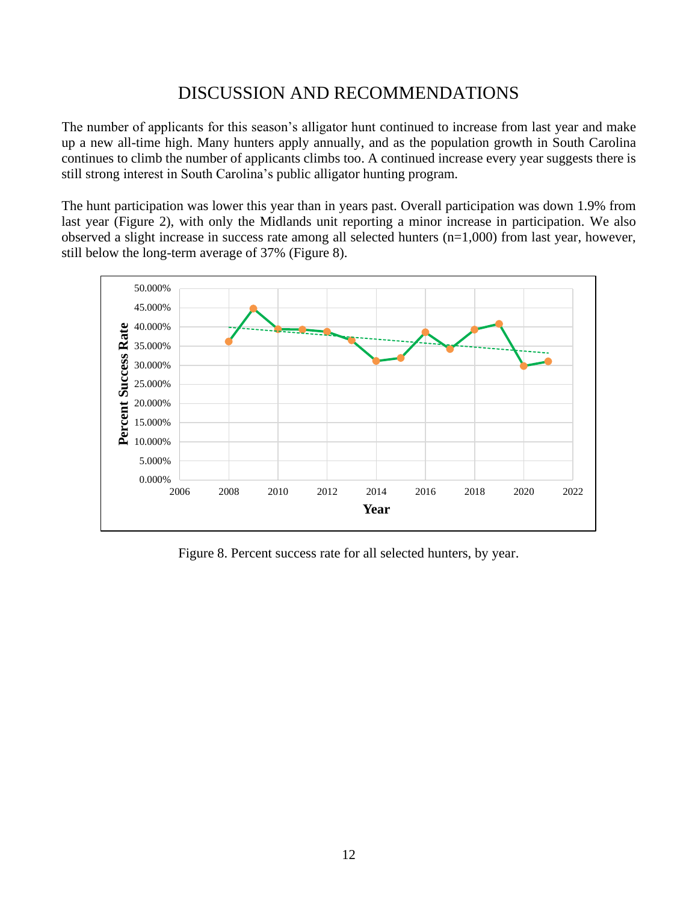# DISCUSSION AND RECOMMENDATIONS

The number of applicants for this season's alligator hunt continued to increase from last year and make up a new all-time high. Many hunters apply annually, and as the population growth in South Carolina continues to climb the number of applicants climbs too. A continued increase every year suggests there is still strong interest in South Carolina's public alligator hunting program.

The hunt participation was lower this year than in years past. Overall participation was down 1.9% from last year (Figure 2), with only the Midlands unit reporting a minor increase in participation. We also observed a slight increase in success rate among all selected hunters (n=1,000) from last year, however, still below the long-term average of 37% (Figure 8).

Figure 8. Percent success rate for all selected hunters, by year.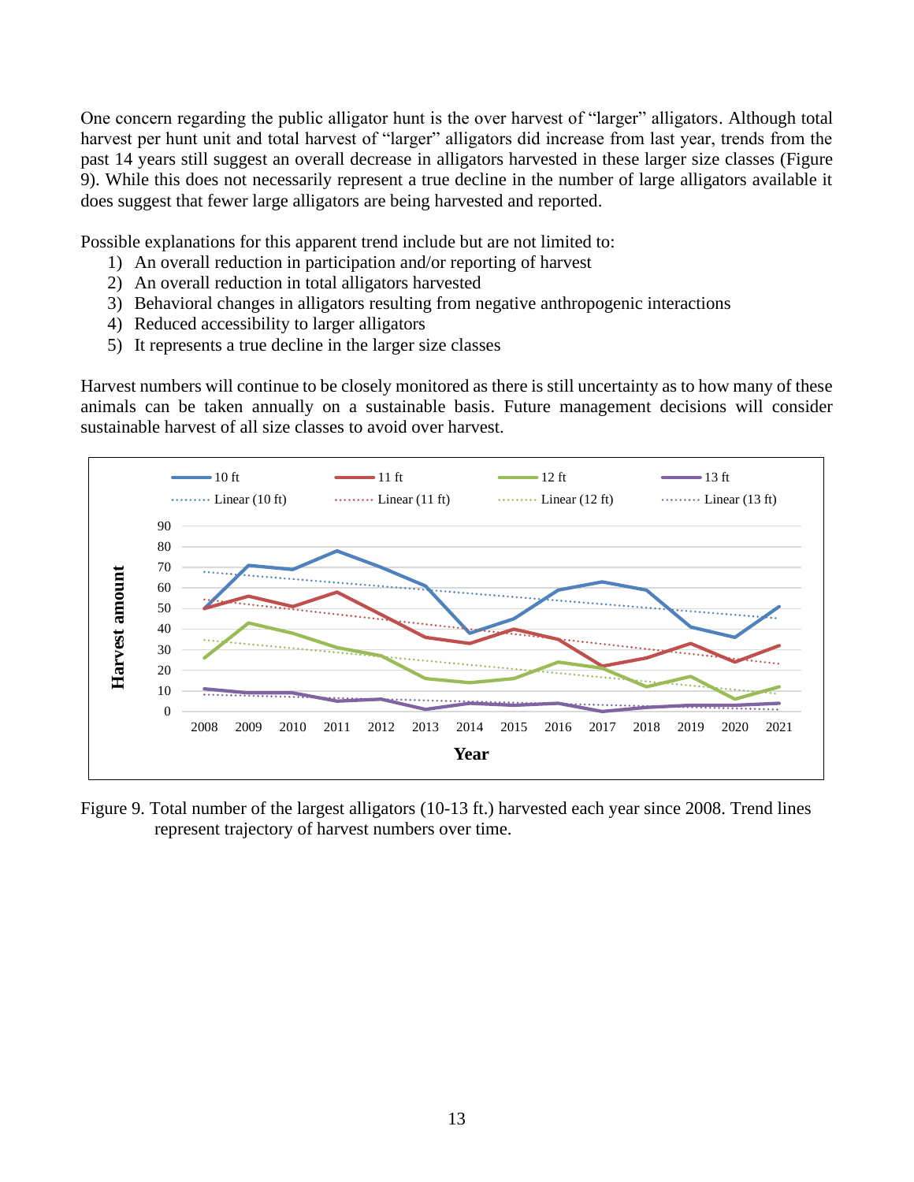One concern regarding the public alligator hunt is the over harvest of "larger" alligators. Although total harvest per hunt unit and total harvest of "larger" alligators did increase from last year, trends from the past 14 years still suggest an overall decrease in alligators harvested in these larger size classes (Figure 9). While this does not necessarily represent a true decline in the number of large alligators available it does suggest that fewer large alligators are being harvested and reported.

Possible explanations for this apparent trend include but are not limited to:

1) An overall reduction in participation and/or reporting of harvest
2) An overall reduction in total alligators harvested
3) Behavioral changes in alligators resulting from negative anthropogenic interactions
4) Reduced accessibility to larger alligators
5) It represents a true decline in the larger size classes

Harvest numbers will continue to be closely monitored as there is still uncertainty as to how many of these animals can be taken annually on a sustainable basis. Future management decisions will consider sustainable harvest of all size classes to avoid over harvest.

Figure 9. Total number of the largest alligators (10-13 ft.) harvested each year since 2008. Trend lines represent trajectory of harvest numbers over time.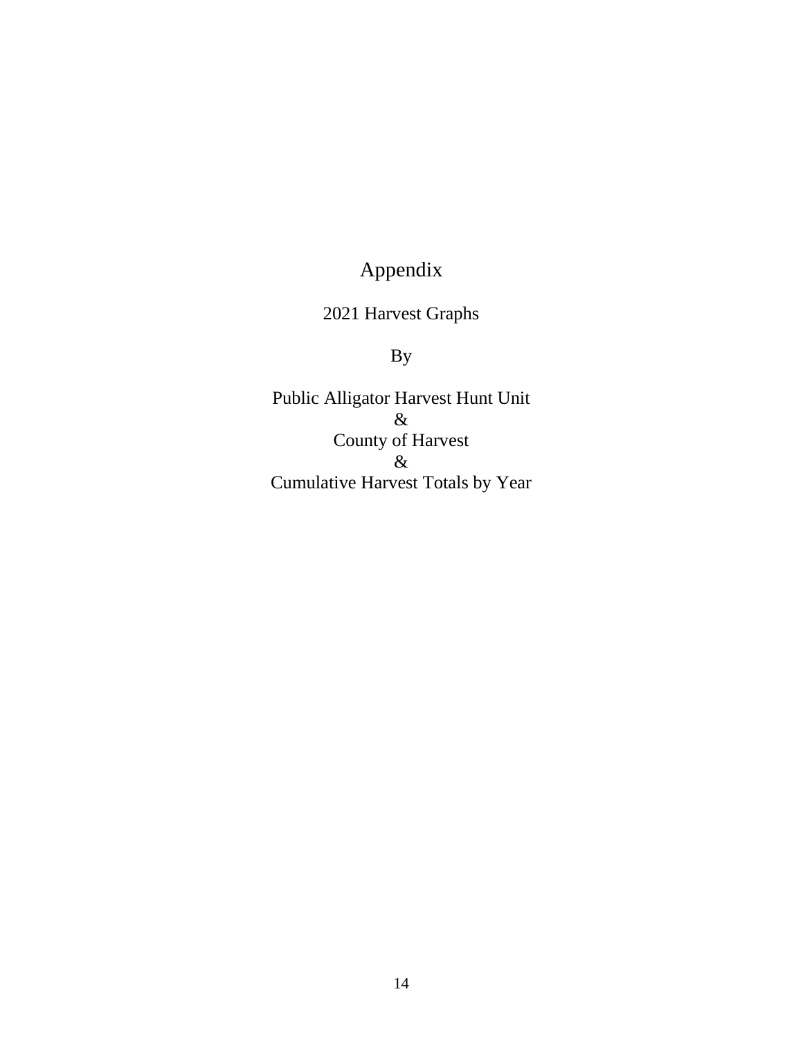# Appendix

2021 Harvest Graphs

By

Public Alligator Harvest Hunt Unit
&
County of Harvest
&
Cumulative Harvest Totals by Year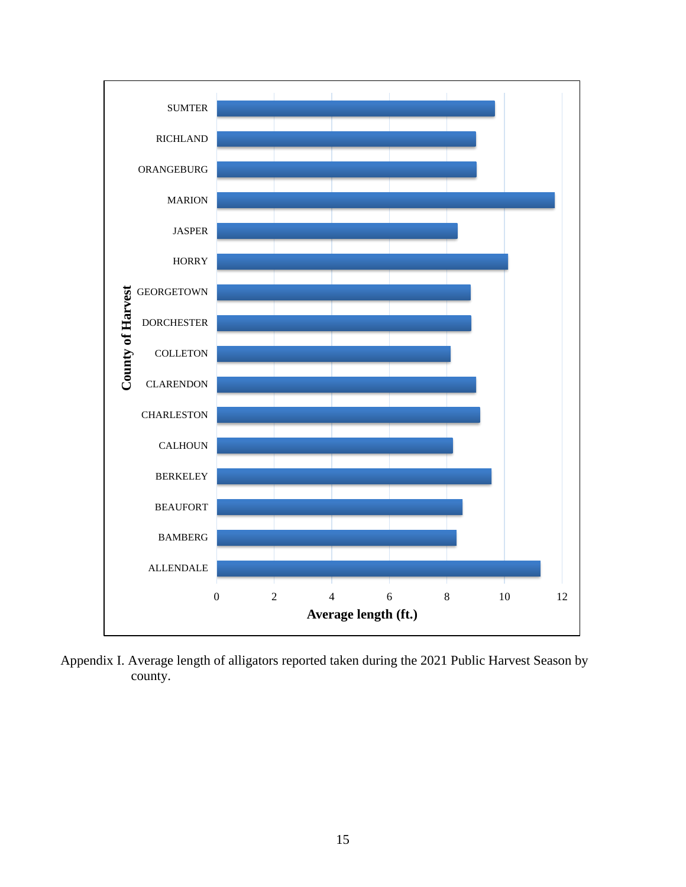Appendix I. Average length of alligators reported taken during the 2021 Public Harvest Season by county.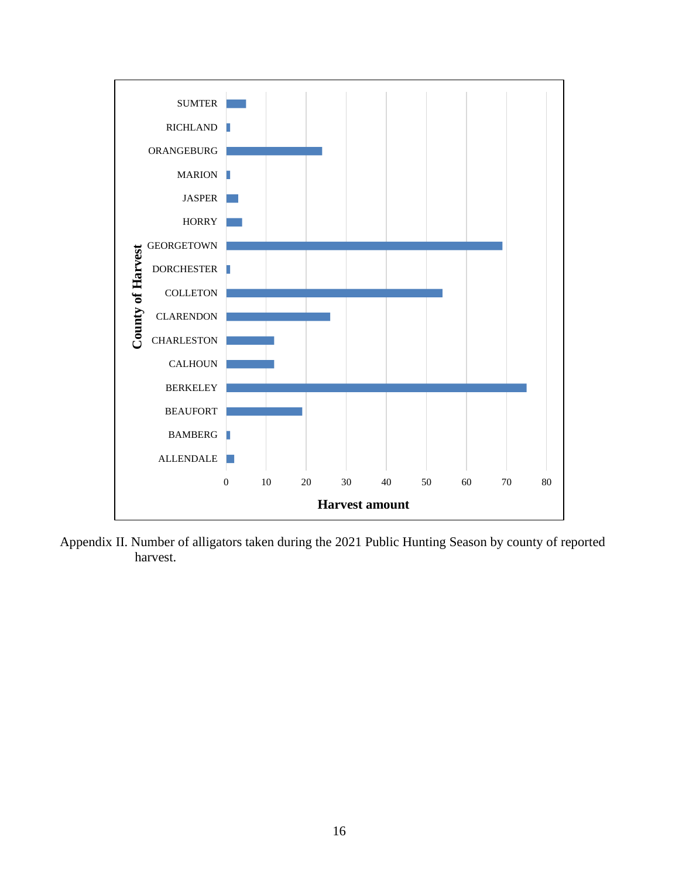Appendix II. Number of alligators taken during the 2021 Public Hunting Season by county of reported harvest.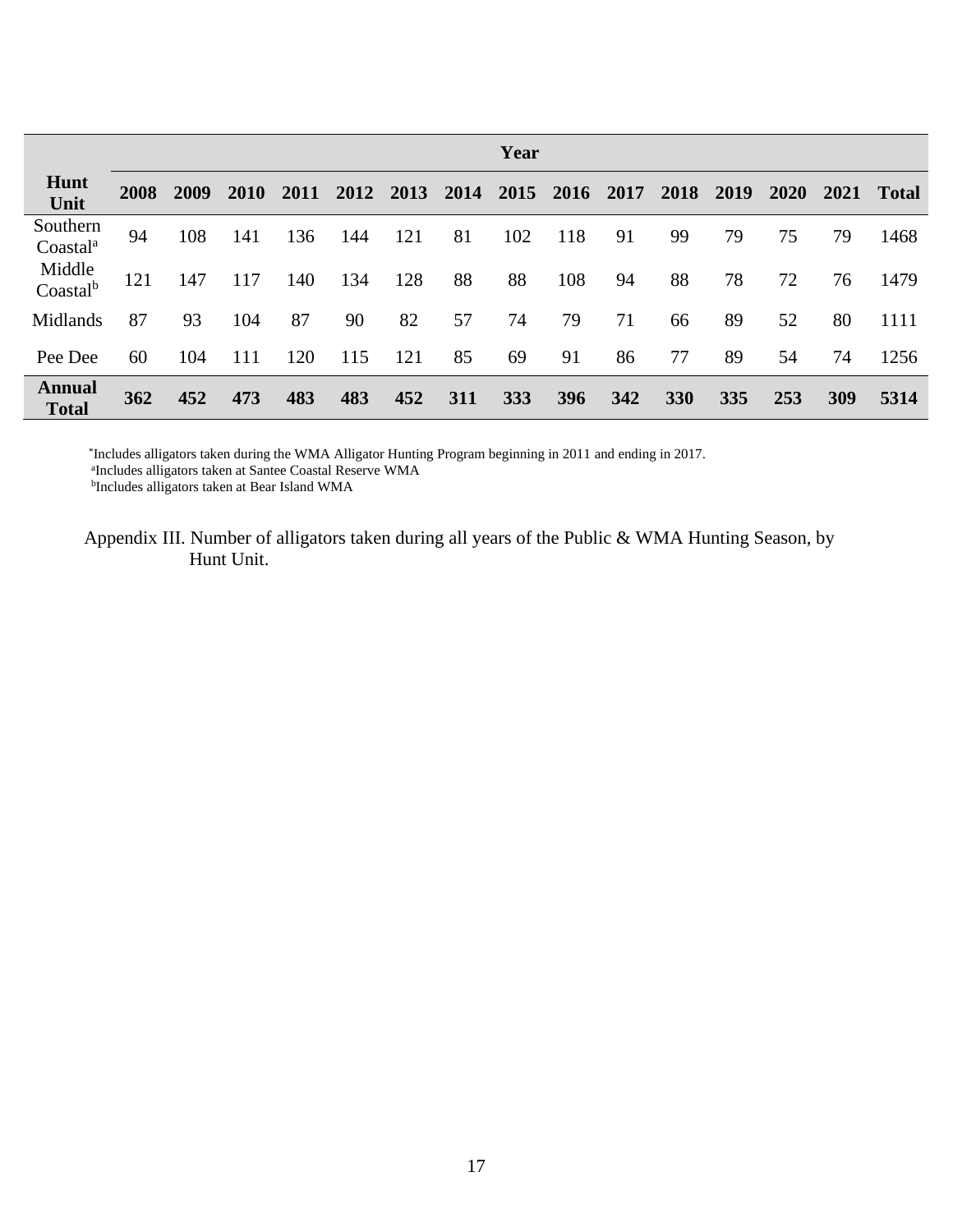| Hunt Unit | Year | | | | | | | | | | | | | | |
|---|---|---|---|---|---|---|---|---|---|---|---|---|---|---|---|
| | **2008** | **2009** | **2010** | **2011** | **2012** | **2013** | **2014** | **2015** | **2016** | **2017** | **2018** | **2019** | **2020** | **2021** | **Total** |
| Southern Coastal[a] | 94 | 108 | 141 | 136 | 144 | 121 | 81 | 102 | 118 | 91 | 99 | 79 | 75 | 79 | 1468 |
| Middle Coastal[b] | 121 | 147 | 117 | 140 | 134 | 128 | 88 | 88 | 108 | 94 | 88 | 78 | 72 | 76 | 1479 |
| Midlands | 87 | 93 | 104 | 87 | 90 | 82 | 57 | 74 | 79 | 71 | 66 | 89 | 52 | 80 | 1111 |
| Pee Dee | 60 | 104 | 111 | 120 | 115 | 121 | 85 | 69 | 91 | 86 | 77 | 89 | 54 | 74 | 1256 |
| **Annual Total** | **362** | **452** | **473** | **483** | **483** | **452** | **311** | **333** | **396** | **342** | **330** | **335** | **253** | **309** | **5314** |

[*]Includes alligators taken during the WMA Alligator Hunting Program beginning in 2011 and ending in 2017.
[a]Includes alligators taken at Santee Coastal Reserve WMA
[b]Includes alligators taken at Bear Island WMA

Appendix III. Number of alligators taken during all years of the Public & WMA Hunting Season, by Hunt Unit.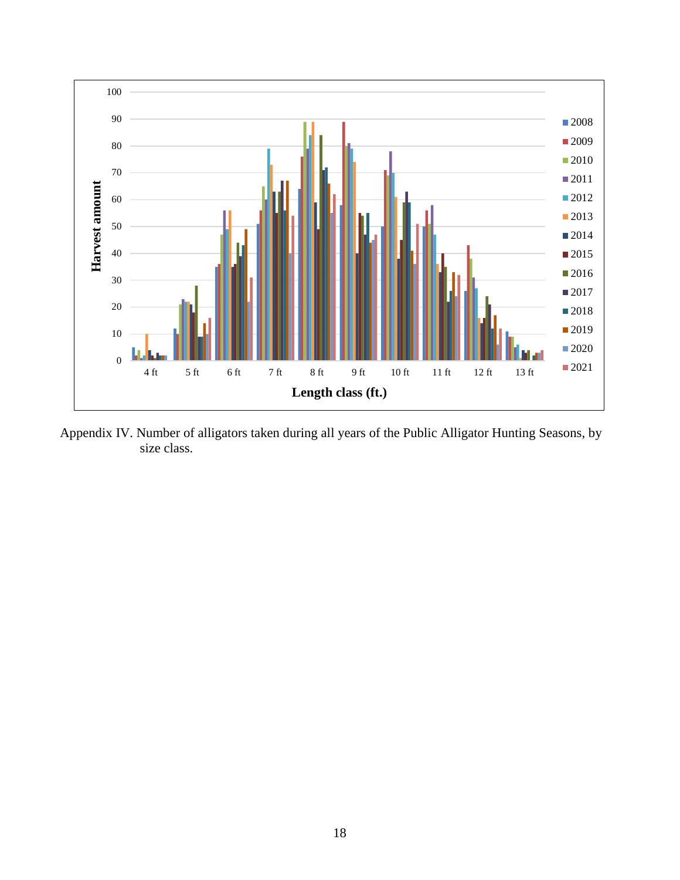100
90
80
70
60
50
40
30
20
10
0

Harvest amount

4 ft
5 ft
6 ft
7 ft
8 ft
9 ft
10 ft
11 ft
12 ft
13 ft

Length class (ft.)

2008
2009
2010
2011
2012
2013
2014
2015
2016
2017
2018
2019
2020
2021

Appendix IV. Number of alligators taken during all years of the Public Alligator Hunting Seasons, by size class.